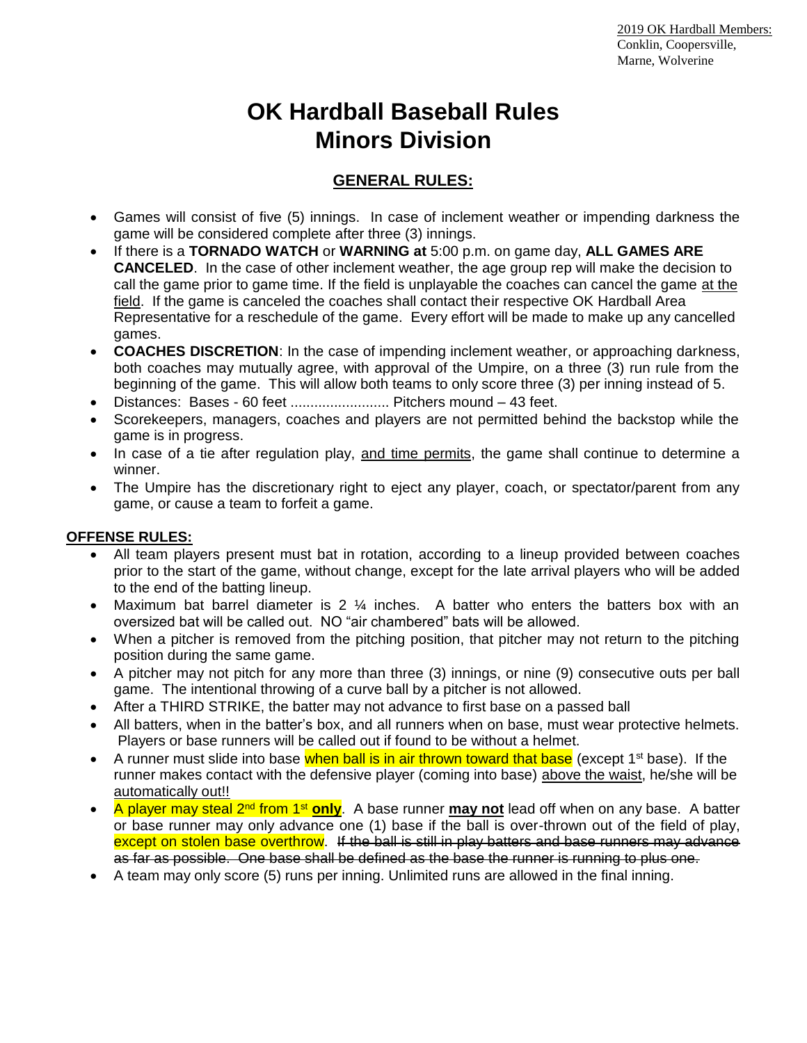2019 OK Hardball Members:
Conklin, Coopersville,
Marne, Wolverine

# OK Hardball Baseball Rules
# Minors Division

## GENERAL RULES:

- Games will consist of five (5) innings. In case of inclement weather or impending darkness the game will be considered complete after three (3) innings.
- If there is a **TORNADO WATCH** or **WARNING at** 5:00 p.m. on game day, **ALL GAMES ARE CANCELED**. In the case of other inclement weather, the age group rep will make the decision to call the game prior to game time. If the field is unplayable the coaches can cancel the game at the field. If the game is canceled the coaches shall contact their respective OK Hardball Area Representative for a reschedule of the game. Every effort will be made to make up any cancelled games.
- **COACHES DISCRETION**: In the case of impending inclement weather, or approaching darkness, both coaches may mutually agree, with approval of the Umpire, on a three (3) run rule from the beginning of the game. This will allow both teams to only score three (3) per inning instead of 5.
- Distances: Bases - 60 feet ......................... Pitchers mound – 43 feet.
- Scorekeepers, managers, coaches and players are not permitted behind the backstop while the game is in progress.
- In case of a tie after regulation play, and time permits, the game shall continue to determine a winner.
- The Umpire has the discretionary right to eject any player, coach, or spectator/parent from any game, or cause a team to forfeit a game.

### OFFENSE RULES:

- All team players present must bat in rotation, according to a lineup provided between coaches prior to the start of the game, without change, except for the late arrival players who will be added to the end of the batting lineup.
- Maximum bat barrel diameter is 2 ¼ inches. A batter who enters the batters box with an oversized bat will be called out. NO "air chambered" bats will be allowed.
- When a pitcher is removed from the pitching position, that pitcher may not return to the pitching position during the same game.
- A pitcher may not pitch for any more than three (3) innings, or nine (9) consecutive outs per ball game. The intentional throwing of a curve ball by a pitcher is not allowed.
- After a THIRD STRIKE, the batter may not advance to first base on a passed ball
- All batters, when in the batter's box, and all runners when on base, must wear protective helmets. Players or base runners will be called out if found to be without a helmet.
- A runner must slide into base when ball is in air thrown toward that base (except 1st base). If the runner makes contact with the defensive player (coming into base) above the waist, he/she will be automatically out!!
- A player may steal 2nd from 1st **only**. A base runner **may not** lead off when on any base. A batter or base runner may only advance one (1) base if the ball is over-thrown out of the field of play, except on stolen base overthrow. ~~If the ball is still in play batters and base runners may advance as far as possible. One base shall be defined as the base the runner is running to plus one.~~
- A team may only score (5) runs per inning. Unlimited runs are allowed in the final inning.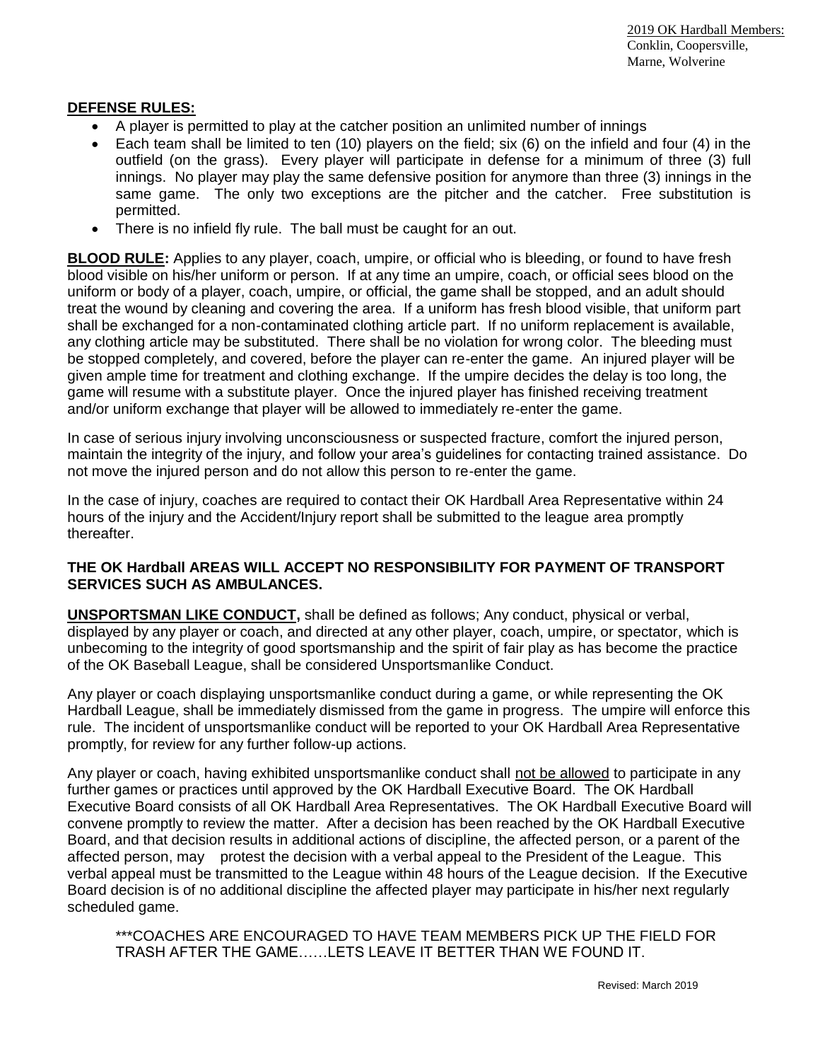2019 OK Hardball Members:
Conklin, Coopersville,
Marne, Wolverine

**DEFENSE RULES:**

- A player is permitted to play at the catcher position an unlimited number of innings
- Each team shall be limited to ten (10) players on the field; six (6) on the infield and four (4) in the outfield (on the grass). Every player will participate in defense for a minimum of three (3) full innings. No player may play the same defensive position for anymore than three (3) innings in the same game. The only two exceptions are the pitcher and the catcher. Free substitution is permitted.
- There is no infield fly rule. The ball must be caught for an out.

**BLOOD RULE:** Applies to any player, coach, umpire, or official who is bleeding, or found to have fresh blood visible on his/her uniform or person. If at any time an umpire, coach, or official sees blood on the uniform or body of a player, coach, umpire, or official, the game shall be stopped, and an adult should treat the wound by cleaning and covering the area. If a uniform has fresh blood visible, that uniform part shall be exchanged for a non-contaminated clothing article part. If no uniform replacement is available, any clothing article may be substituted. There shall be no violation for wrong color. The bleeding must be stopped completely, and covered, before the player can re-enter the game. An injured player will be given ample time for treatment and clothing exchange. If the umpire decides the delay is too long, the game will resume with a substitute player. Once the injured player has finished receiving treatment and/or uniform exchange that player will be allowed to immediately re-enter the game.

In case of serious injury involving unconsciousness or suspected fracture, comfort the injured person, maintain the integrity of the injury, and follow your area's guidelines for contacting trained assistance. Do not move the injured person and do not allow this person to re-enter the game.

In the case of injury, coaches are required to contact their OK Hardball Area Representative within 24 hours of the injury and the Accident/Injury report shall be submitted to the league area promptly thereafter.

**THE OK Hardball AREAS WILL ACCEPT NO RESPONSIBILITY FOR PAYMENT OF TRANSPORT SERVICES SUCH AS AMBULANCES.**

**UNSPORTSMAN LIKE CONDUCT,** shall be defined as follows; Any conduct, physical or verbal, displayed by any player or coach, and directed at any other player, coach, umpire, or spectator, which is unbecoming to the integrity of good sportsmanship and the spirit of fair play as has become the practice of the OK Baseball League, shall be considered Unsportsmanlike Conduct.

Any player or coach displaying unsportsmanlike conduct during a game, or while representing the OK Hardball League, shall be immediately dismissed from the game in progress. The umpire will enforce this rule. The incident of unsportsmanlike conduct will be reported to your OK Hardball Area Representative promptly, for review for any further follow-up actions.

Any player or coach, having exhibited unsportsmanlike conduct shall not be allowed to participate in any further games or practices until approved by the OK Hardball Executive Board. The OK Hardball Executive Board consists of all OK Hardball Area Representatives. The OK Hardball Executive Board will convene promptly to review the matter. After a decision has been reached by the OK Hardball Executive Board, and that decision results in additional actions of discipline, the affected person, or a parent of the affected person, may protest the decision with a verbal appeal to the President of the League. This verbal appeal must be transmitted to the League within 48 hours of the League decision. If the Executive Board decision is of no additional discipline the affected player may participate in his/her next regularly scheduled game.

***COACHES ARE ENCOURAGED TO HAVE TEAM MEMBERS PICK UP THE FIELD FOR TRASH AFTER THE GAME……LETS LEAVE IT BETTER THAN WE FOUND IT.

Revised: March 2019